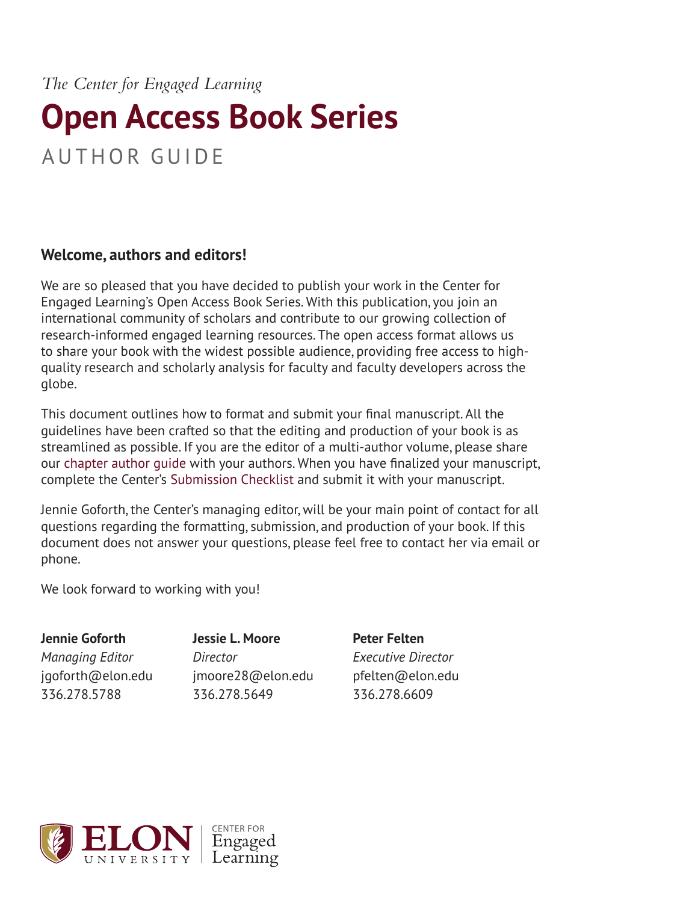*The Center for Engaged Learning*

# Open Access Book Series

AUTHOR GUIDE

**Welcome, authors and editors!**

We are so pleased that you have decided to publish your work in the Center for Engaged Learning's Open Access Book Series. With this publication, you join an international community of scholars and contribute to our growing collection of research-informed engaged learning resources. The open access format allows us to share your book with the widest possible audience, providing free access to high-quality research and scholarly analysis for faculty and faculty developers across the globe.

This document outlines how to format and submit your final manuscript. All the guidelines have been crafted so that the editing and production of your book is as streamlined as possible. If you are the editor of a multi-author volume, please share our chapter author guide with your authors. When you have finalized your manuscript, complete the Center's Submission Checklist and submit it with your manuscript.

Jennie Goforth, the Center's managing editor, will be your main point of contact for all questions regarding the formatting, submission, and production of your book. If this document does not answer your questions, please feel free to contact her via email or phone.

We look forward to working with you!

**Jennie Goforth**
*Managing Editor*
jgoforth@elon.edu
336.278.5788

**Jessie L. Moore**
*Director*
jmoore28@elon.edu
336.278.5649

**Peter Felten**
*Executive Director*
pfelten@elon.edu
336.278.6609

ELON UNIVERSITY | CENTER FOR Engaged Learning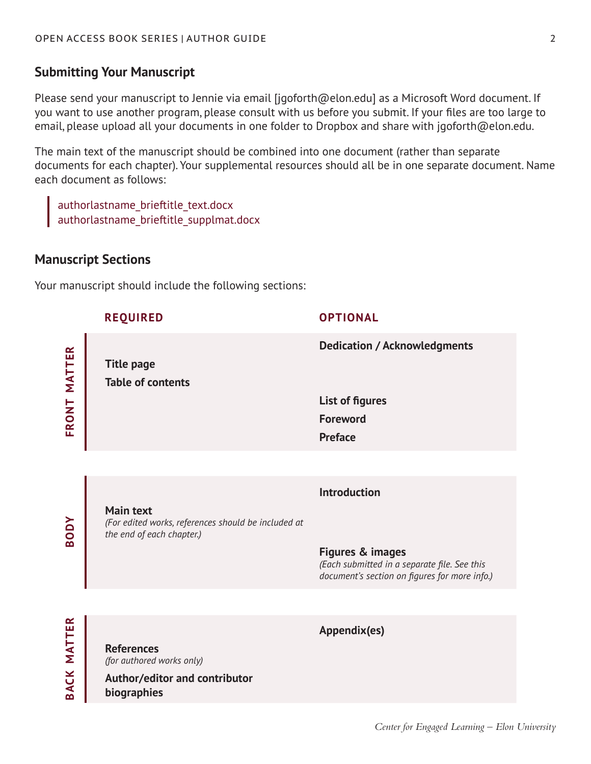## Submitting Your Manuscript

Please send your manuscript to Jennie via email [jgoforth@elon.edu] as a Microsoft Word document. If you want to use another program, please consult with us before you submit. If your files are too large to email, please upload all your documents in one folder to Dropbox and share with jgoforth@elon.edu.

The main text of the manuscript should be combined into one document (rather than separate documents for each chapter). Your supplemental resources should all be in one separate document. Name each document as follows:

> authorlastname_brieftitle_text.docx
> authorlastname_brieftitle_supplmat.docx

## Manuscript Sections

Your manuscript should include the following sections:

| | REQUIRED | OPTIONAL |
|---|---|---|
| FRONT MATTER | **Title page**<br>**Table of contents** | **Dedication / Acknowledgments**<br>**List of figures**<br>**Foreword**<br>**Preface** |
| BODY | **Main text**<br>*(For edited works, references should be included at the end of each chapter.)* | **Introduction**<br>**Figures & images**<br>*(Each submitted in a separate file. See this document's section on figures for more info.)* |
| BACK MATTER | **References**<br>*(for authored works only)*<br>**Author/editor and contributor biographies** | **Appendix(es)** |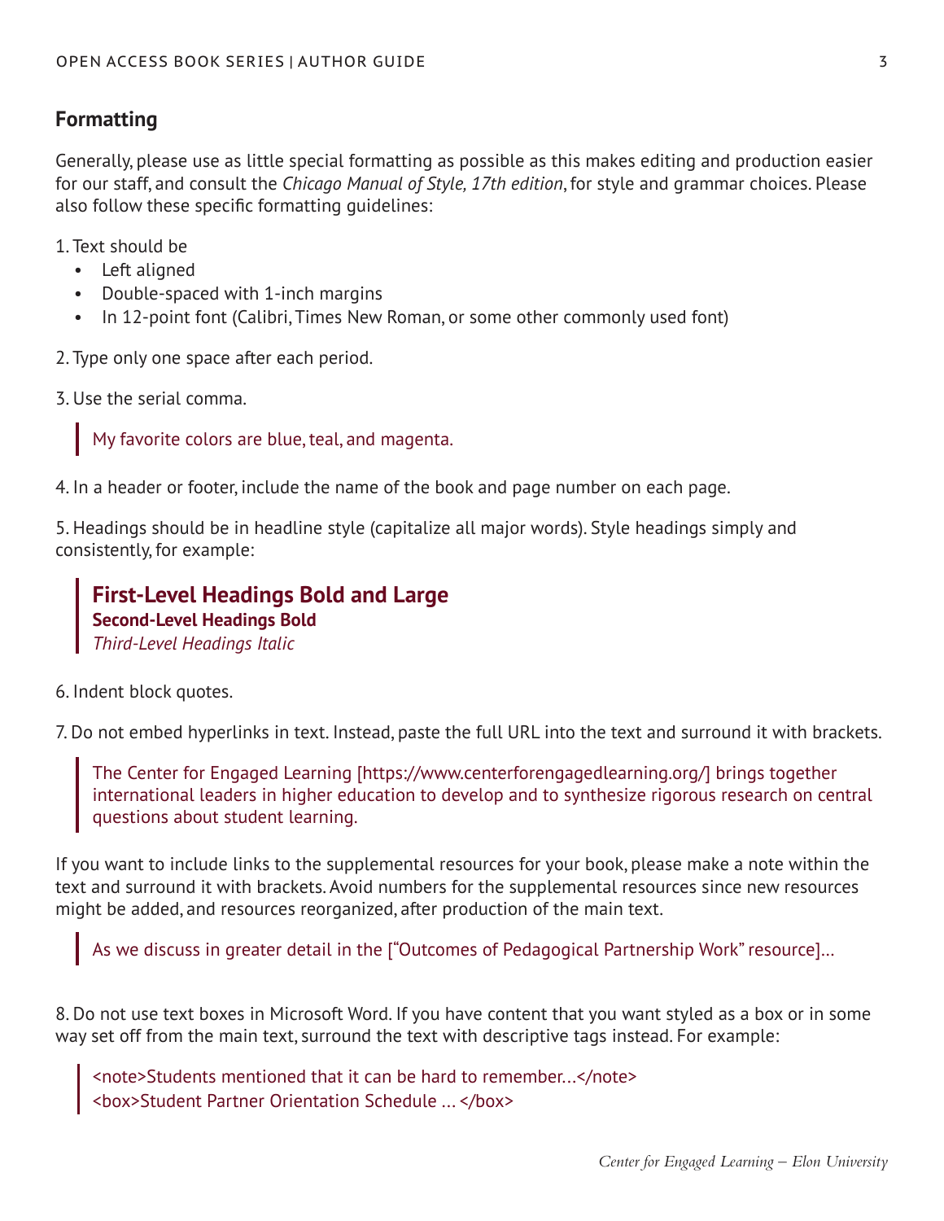## Formatting

Generally, please use as little special formatting as possible as this makes editing and production easier for our staff, and consult the *Chicago Manual of Style, 17th edition*, for style and grammar choices. Please also follow these specific formatting guidelines:

1. Text should be
   - Left aligned
   - Double-spaced with 1-inch margins
   - In 12-point font (Calibri, Times New Roman, or some other commonly used font)

2. Type only one space after each period.

3. Use the serial comma.

> My favorite colors are blue, teal, and magenta.

4. In a header or footer, include the name of the book and page number on each page.

5. Headings should be in headline style (capitalize all major words). Style headings simply and consistently, for example:

> **First-Level Headings Bold and Large**
> **Second-Level Headings Bold**
> *Third-Level Headings Italic*

6. Indent block quotes.

7. Do not embed hyperlinks in text. Instead, paste the full URL into the text and surround it with brackets.

> The Center for Engaged Learning [https://www.centerforengagedlearning.org/] brings together international leaders in higher education to develop and to synthesize rigorous research on central questions about student learning.

If you want to include links to the supplemental resources for your book, please make a note within the text and surround it with brackets. Avoid numbers for the supplemental resources since new resources might be added, and resources reorganized, after production of the main text.

> As we discuss in greater detail in the ["Outcomes of Pedagogical Partnership Work" resource]...

8. Do not use text boxes in Microsoft Word. If you have content that you want styled as a box or in some way set off from the main text, surround the text with descriptive tags instead. For example:

> <note>Students mentioned that it can be hard to remember...</note>
> <box>Student Partner Orientation Schedule ... </box>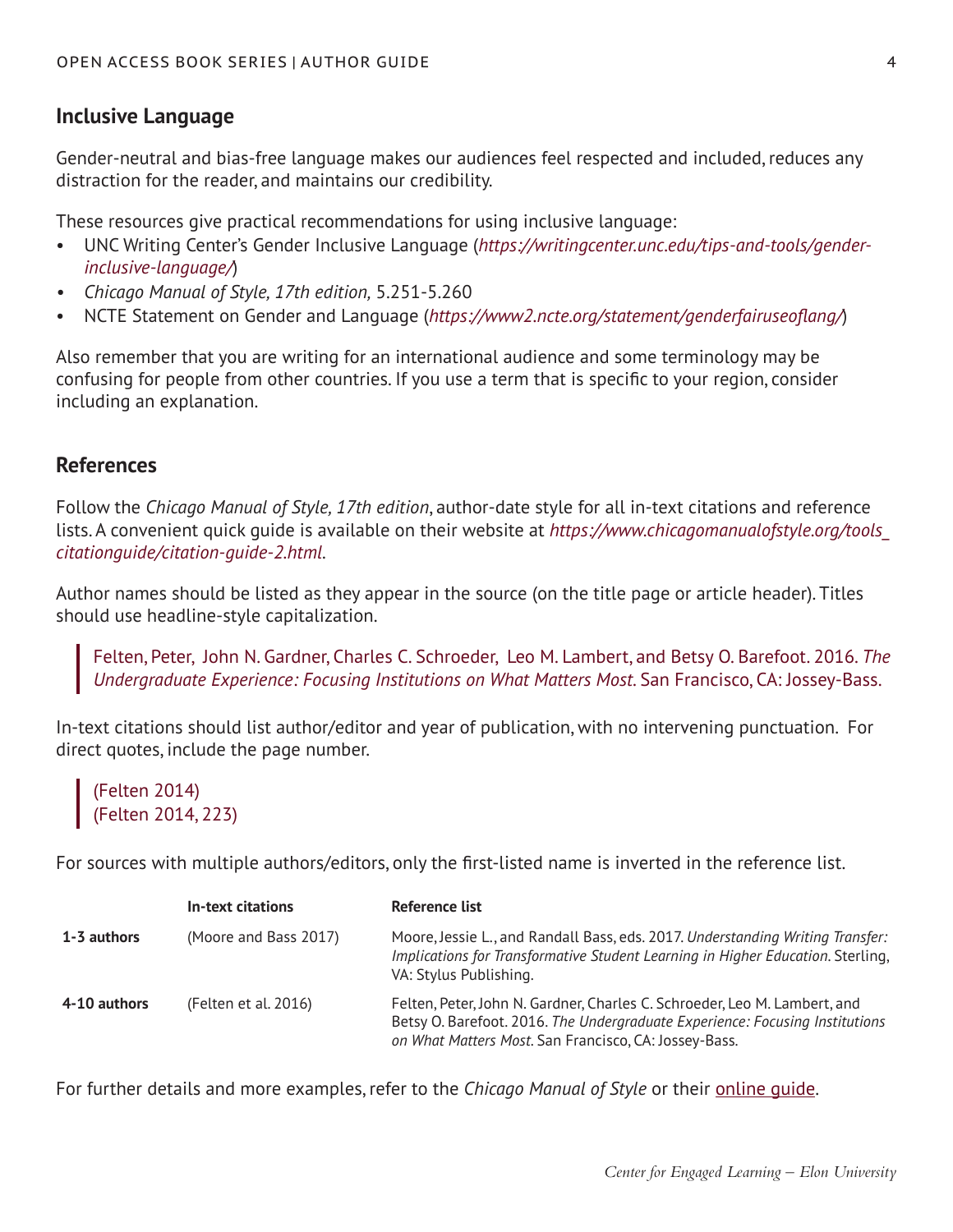## Inclusive Language

Gender-neutral and bias-free language makes our audiences feel respected and included, reduces any distraction for the reader, and maintains our credibility.

These resources give practical recommendations for using inclusive language:

- UNC Writing Center's Gender Inclusive Language (*https://writingcenter.unc.edu/tips-and-tools/gender-inclusive-language/*)
- *Chicago Manual of Style, 17th edition,* 5.251-5.260
- NCTE Statement on Gender and Language (*https://www2.ncte.org/statement/genderfairuseoflang/*)

Also remember that you are writing for an international audience and some terminology may be confusing for people from other countries. If you use a term that is specific to your region, consider including an explanation.

## References

Follow the *Chicago Manual of Style, 17th edition*, author-date style for all in-text citations and reference lists. A convenient quick guide is available on their website at *https://www.chicagomanualofstyle.org/tools_citationguide/citation-guide-2.html*.

Author names should be listed as they appear in the source (on the title page or article header). Titles should use headline-style capitalization.

> Felten, Peter, John N. Gardner, Charles C. Schroeder, Leo M. Lambert, and Betsy O. Barefoot. 2016. *The Undergraduate Experience: Focusing Institutions on What Matters Most*. San Francisco, CA: Jossey-Bass.

In-text citations should list author/editor and year of publication, with no intervening punctuation. For direct quotes, include the page number.

> (Felten 2014)
> (Felten 2014, 223)

For sources with multiple authors/editors, only the first-listed name is inverted in the reference list.

| | In-text citations | Reference list |
|---|---|---|
| **1-3 authors** | (Moore and Bass 2017) | Moore, Jessie L., and Randall Bass, eds. 2017. *Understanding Writing Transfer: Implications for Transformative Student Learning in Higher Education.* Sterling, VA: Stylus Publishing. |
| **4-10 authors** | (Felten et al. 2016) | Felten, Peter, John N. Gardner, Charles C. Schroeder, Leo M. Lambert, and Betsy O. Barefoot. 2016. *The Undergraduate Experience: Focusing Institutions on What Matters Most.* San Francisco, CA: Jossey-Bass. |

For further details and more examples, refer to the *Chicago Manual of Style* or their online guide.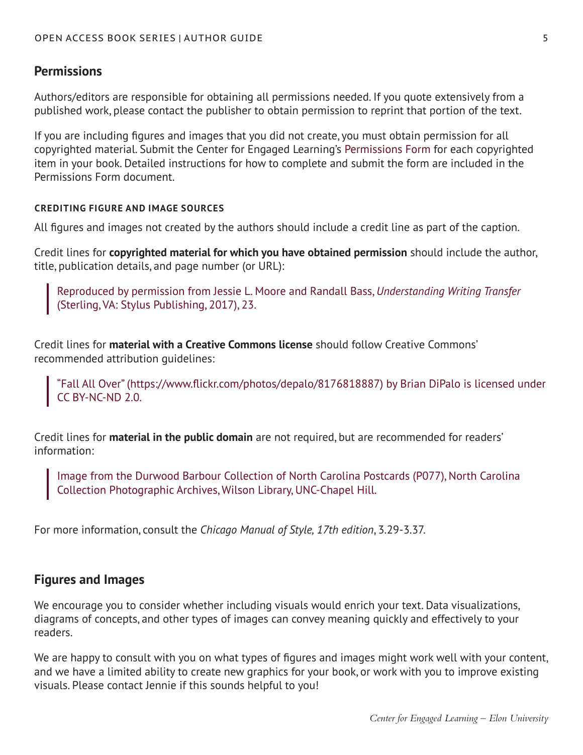## Permissions

Authors/editors are responsible for obtaining all permissions needed. If you quote extensively from a published work, please contact the publisher to obtain permission to reprint that portion of the text.

If you are including figures and images that you did not create, you must obtain permission for all copyrighted material. Submit the Center for Engaged Learning's Permissions Form for each copyrighted item in your book. Detailed instructions for how to complete and submit the form are included in the Permissions Form document.

### CREDITING FIGURE AND IMAGE SOURCES

All figures and images not created by the authors should include a credit line as part of the caption.

Credit lines for **copyrighted material for which you have obtained permission** should include the author, title, publication details, and page number (or URL):

> Reproduced by permission from Jessie L. Moore and Randall Bass, *Understanding Writing Transfer* (Sterling, VA: Stylus Publishing, 2017), 23.

Credit lines for **material with a Creative Commons license** should follow Creative Commons' recommended attribution guidelines:

> "Fall All Over" (https://www.flickr.com/photos/depalo/8176818887) by Brian DiPalo is licensed under CC BY-NC-ND 2.0.

Credit lines for **material in the public domain** are not required, but are recommended for readers' information:

> Image from the Durwood Barbour Collection of North Carolina Postcards (P077), North Carolina Collection Photographic Archives, Wilson Library, UNC-Chapel Hill.

For more information, consult the *Chicago Manual of Style, 17th edition*, 3.29-3.37.

## Figures and Images

We encourage you to consider whether including visuals would enrich your text. Data visualizations, diagrams of concepts, and other types of images can convey meaning quickly and effectively to your readers.

We are happy to consult with you on what types of figures and images might work well with your content, and we have a limited ability to create new graphics for your book, or work with you to improve existing visuals. Please contact Jennie if this sounds helpful to you!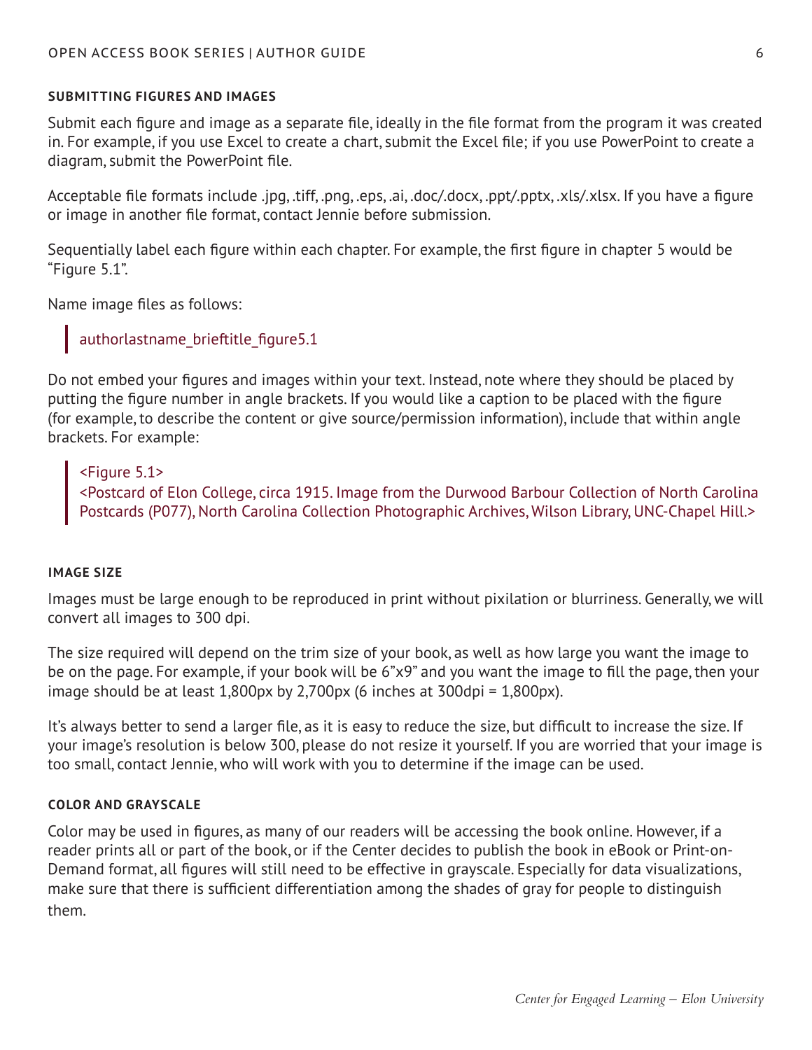### SUBMITTING FIGURES AND IMAGES

Submit each figure and image as a separate file, ideally in the file format from the program it was created in. For example, if you use Excel to create a chart, submit the Excel file; if you use PowerPoint to create a diagram, submit the PowerPoint file.

Acceptable file formats include .jpg, .tiff, .png, .eps, .ai, .doc/.docx, .ppt/.pptx, .xls/.xlsx. If you have a figure or image in another file format, contact Jennie before submission.

Sequentially label each figure within each chapter. For example, the first figure in chapter 5 would be "Figure 5.1".

Name image files as follows:

> authorlastname_brieftitle_figure5.1

Do not embed your figures and images within your text. Instead, note where they should be placed by putting the figure number in angle brackets. If you would like a caption to be placed with the figure (for example, to describe the content or give source/permission information), include that within angle brackets. For example:

> <Figure 5.1>
> <Postcard of Elon College, circa 1915. Image from the Durwood Barbour Collection of North Carolina Postcards (P077), North Carolina Collection Photographic Archives, Wilson Library, UNC-Chapel Hill.>

### IMAGE SIZE

Images must be large enough to be reproduced in print without pixilation or blurriness. Generally, we will convert all images to 300 dpi.

The size required will depend on the trim size of your book, as well as how large you want the image to be on the page. For example, if your book will be 6"x9" and you want the image to fill the page, then your image should be at least 1,800px by 2,700px (6 inches at 300dpi = 1,800px).

It's always better to send a larger file, as it is easy to reduce the size, but difficult to increase the size. If your image's resolution is below 300, please do not resize it yourself. If you are worried that your image is too small, contact Jennie, who will work with you to determine if the image can be used.

### COLOR AND GRAYSCALE

Color may be used in figures, as many of our readers will be accessing the book online. However, if a reader prints all or part of the book, or if the Center decides to publish the book in eBook or Print-on-Demand format, all figures will still need to be effective in grayscale. Especially for data visualizations, make sure that there is sufficient differentiation among the shades of gray for people to distinguish them.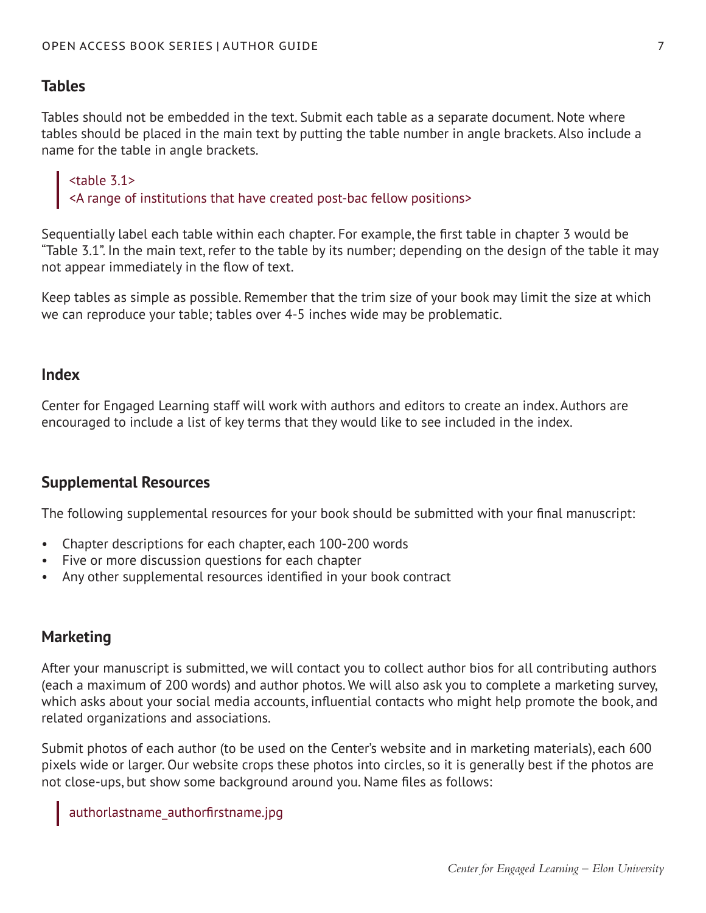## Tables

Tables should not be embedded in the text. Submit each table as a separate document. Note where tables should be placed in the main text by putting the table number in angle brackets. Also include a name for the table in angle brackets.

> <table 3.1>
> <A range of institutions that have created post-bac fellow positions>

Sequentially label each table within each chapter. For example, the first table in chapter 3 would be "Table 3.1". In the main text, refer to the table by its number; depending on the design of the table it may not appear immediately in the flow of text.

Keep tables as simple as possible. Remember that the trim size of your book may limit the size at which we can reproduce your table; tables over 4-5 inches wide may be problematic.

## Index

Center for Engaged Learning staff will work with authors and editors to create an index. Authors are encouraged to include a list of key terms that they would like to see included in the index.

## Supplemental Resources

The following supplemental resources for your book should be submitted with your final manuscript:

- Chapter descriptions for each chapter, each 100-200 words
- Five or more discussion questions for each chapter
- Any other supplemental resources identified in your book contract

## Marketing

After your manuscript is submitted, we will contact you to collect author bios for all contributing authors (each a maximum of 200 words) and author photos. We will also ask you to complete a marketing survey, which asks about your social media accounts, influential contacts who might help promote the book, and related organizations and associations.

Submit photos of each author (to be used on the Center's website and in marketing materials), each 600 pixels wide or larger. Our website crops these photos into circles, so it is generally best if the photos are not close-ups, but show some background around you. Name files as follows:

> authorlastname_authorfirstname.jpg